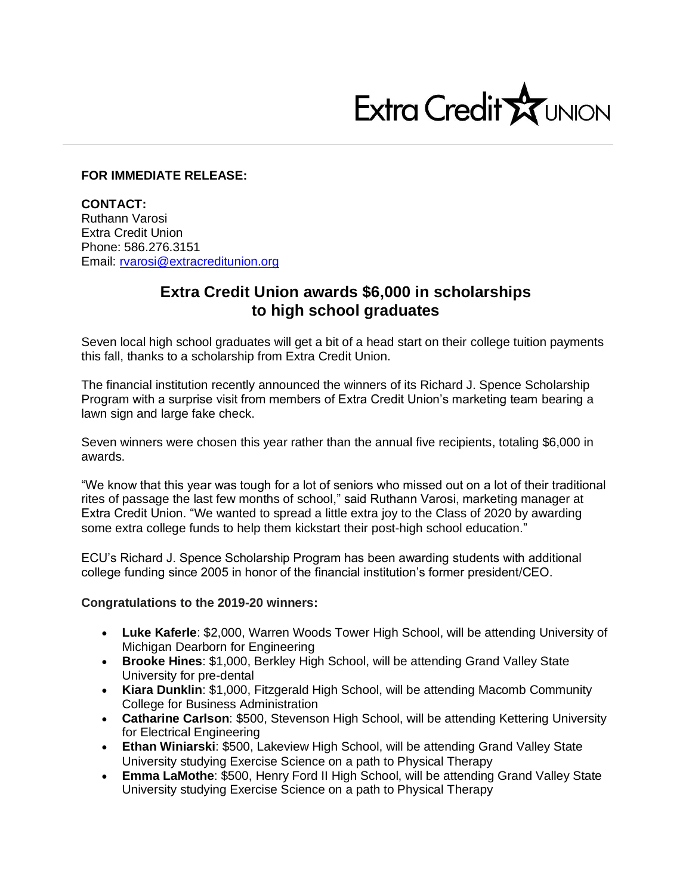Extra Credit UNION

**FOR IMMEDIATE RELEASE:**

**CONTACT:**
Ruthann Varosi
Extra Credit Union
Phone: 586.276.3151
Email: rvarosi@extracreditunion.org

## Extra Credit Union awards $6,000 in scholarships to high school graduates

Seven local high school graduates will get a bit of a head start on their college tuition payments this fall, thanks to a scholarship from Extra Credit Union.

The financial institution recently announced the winners of its Richard J. Spence Scholarship Program with a surprise visit from members of Extra Credit Union's marketing team bearing a lawn sign and large fake check.

Seven winners were chosen this year rather than the annual five recipients, totaling $6,000 in awards.

"We know that this year was tough for a lot of seniors who missed out on a lot of their traditional rites of passage the last few months of school," said Ruthann Varosi, marketing manager at Extra Credit Union. "We wanted to spread a little extra joy to the Class of 2020 by awarding some extra college funds to help them kickstart their post-high school education."

ECU's Richard J. Spence Scholarship Program has been awarding students with additional college funding since 2005 in honor of the financial institution's former president/CEO.

**Congratulations to the 2019-20 winners:**

- **Luke Kaferle**: $2,000, Warren Woods Tower High School, will be attending University of Michigan Dearborn for Engineering
- **Brooke Hines**: $1,000, Berkley High School, will be attending Grand Valley State University for pre-dental
- **Kiara Dunklin**: $1,000, Fitzgerald High School, will be attending Macomb Community College for Business Administration
- **Catharine Carlson**: $500, Stevenson High School, will be attending Kettering University for Electrical Engineering
- **Ethan Winiarski**: $500, Lakeview High School, will be attending Grand Valley State University studying Exercise Science on a path to Physical Therapy
- **Emma LaMothe**: $500, Henry Ford II High School, will be attending Grand Valley State University studying Exercise Science on a path to Physical Therapy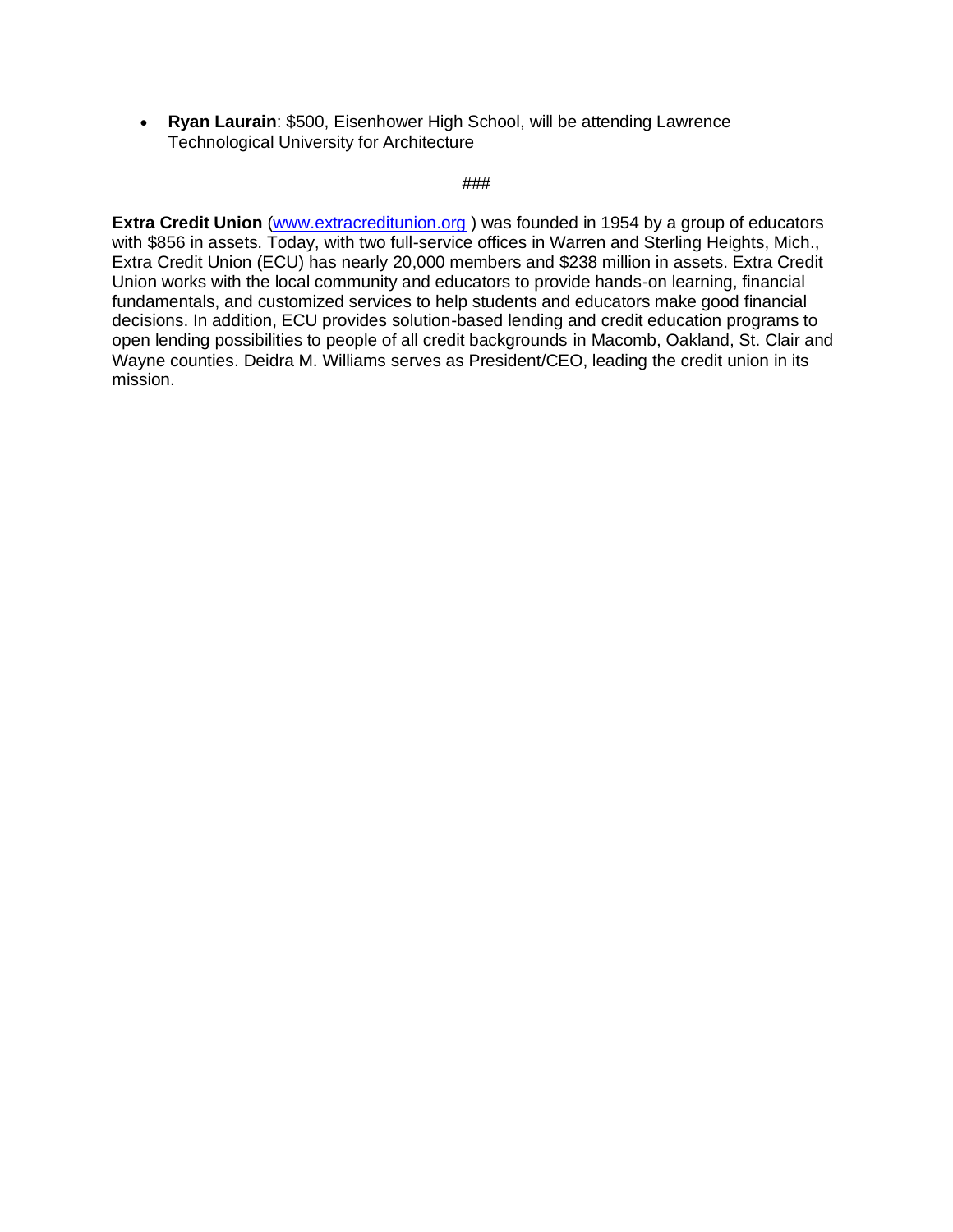- **Ryan Laurain**: $500, Eisenhower High School, will be attending Lawrence Technological University for Architecture

###

**Extra Credit Union** (www.extracreditunion.org ) was founded in 1954 by a group of educators with $856 in assets. Today, with two full-service offices in Warren and Sterling Heights, Mich., Extra Credit Union (ECU) has nearly 20,000 members and $238 million in assets. Extra Credit Union works with the local community and educators to provide hands-on learning, financial fundamentals, and customized services to help students and educators make good financial decisions. In addition, ECU provides solution-based lending and credit education programs to open lending possibilities to people of all credit backgrounds in Macomb, Oakland, St. Clair and Wayne counties. Deidra M. Williams serves as President/CEO, leading the credit union in its mission.